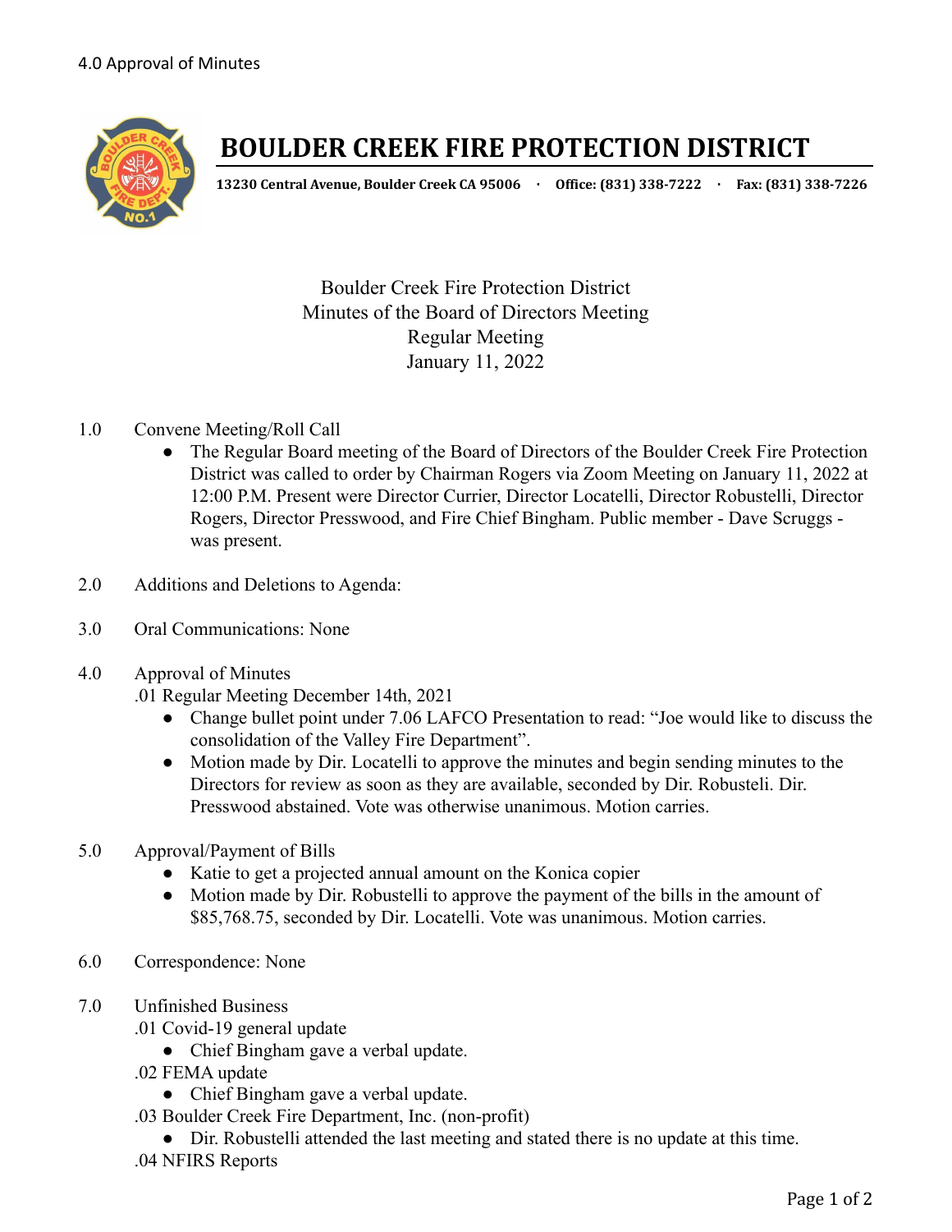4.0 Approval of Minutes

# BOULDER CREEK FIRE PROTECTION DISTRICT

**13230 Central Avenue, Boulder Creek CA 95006 · Office: (831) 338-7222 · Fax: (831) 338-7226**

Boulder Creek Fire Protection District
Minutes of the Board of Directors Meeting
Regular Meeting
January 11, 2022

1.0 Convene Meeting/Roll Call
- The Regular Board meeting of the Board of Directors of the Boulder Creek Fire Protection District was called to order by Chairman Rogers via Zoom Meeting on January 11, 2022 at 12:00 P.M. Present were Director Currier, Director Locatelli, Director Robustelli, Director Rogers, Director Presswood, and Fire Chief Bingham. Public member - Dave Scruggs - was present.

2.0 Additions and Deletions to Agenda:

3.0 Oral Communications: None

4.0 Approval of Minutes

.01 Regular Meeting December 14th, 2021
- Change bullet point under 7.06 LAFCO Presentation to read: "Joe would like to discuss the consolidation of the Valley Fire Department".
- Motion made by Dir. Locatelli to approve the minutes and begin sending minutes to the Directors for review as soon as they are available, seconded by Dir. Robusteli. Dir. Presswood abstained. Vote was otherwise unanimous. Motion carries.

5.0 Approval/Payment of Bills
- Katie to get a projected annual amount on the Konica copier
- Motion made by Dir. Robustelli to approve the payment of the bills in the amount of $85,768.75, seconded by Dir. Locatelli. Vote was unanimous. Motion carries.

6.0 Correspondence: None

7.0 Unfinished Business

.01 Covid-19 general update
- Chief Bingham gave a verbal update.

.02 FEMA update
- Chief Bingham gave a verbal update.

.03 Boulder Creek Fire Department, Inc. (non-profit)
- Dir. Robustelli attended the last meeting and stated there is no update at this time.

.04 NFIRS Reports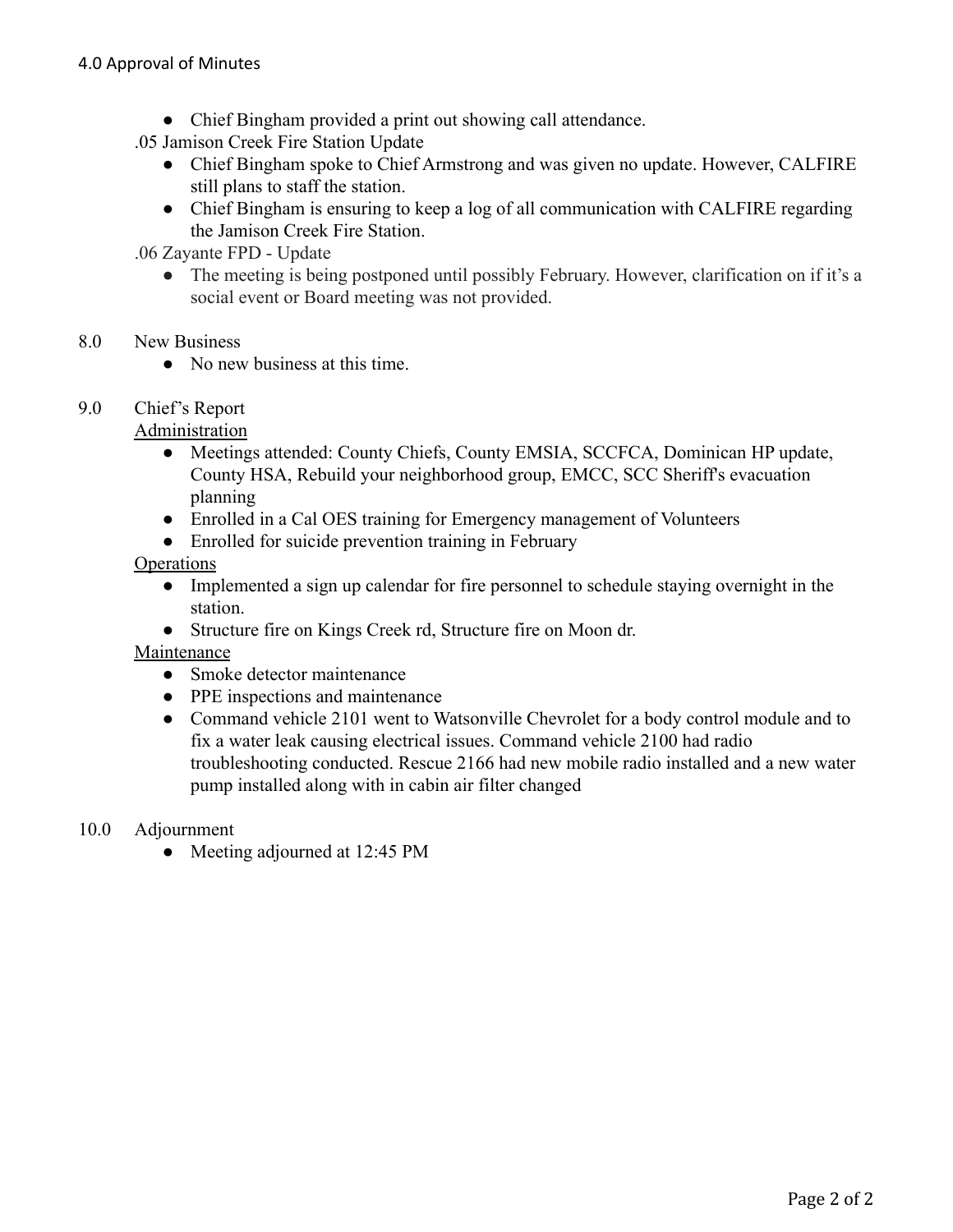- Chief Bingham provided a print out showing call attendance.

.05 Jamison Creek Fire Station Update

- Chief Bingham spoke to Chief Armstrong and was given no update. However, CALFIRE still plans to staff the station.
- Chief Bingham is ensuring to keep a log of all communication with CALFIRE regarding the Jamison Creek Fire Station.

.06 Zayante FPD - Update

- The meeting is being postponed until possibly February. However, clarification on if it's a social event or Board meeting was not provided.

8.0 New Business

- No new business at this time.

9.0 Chief's Report

Administration

- Meetings attended: County Chiefs, County EMSIA, SCCFCA, Dominican HP update, County HSA, Rebuild your neighborhood group, EMCC, SCC Sheriff's evacuation planning
- Enrolled in a Cal OES training for Emergency management of Volunteers
- Enrolled for suicide prevention training in February

Operations

- Implemented a sign up calendar for fire personnel to schedule staying overnight in the station.
- Structure fire on Kings Creek rd, Structure fire on Moon dr.

Maintenance

- Smoke detector maintenance
- PPE inspections and maintenance
- Command vehicle 2101 went to Watsonville Chevrolet for a body control module and to fix a water leak causing electrical issues. Command vehicle 2100 had radio troubleshooting conducted. Rescue 2166 had new mobile radio installed and a new water pump installed along with in cabin air filter changed

10.0 Adjournment

- Meeting adjourned at 12:45 PM